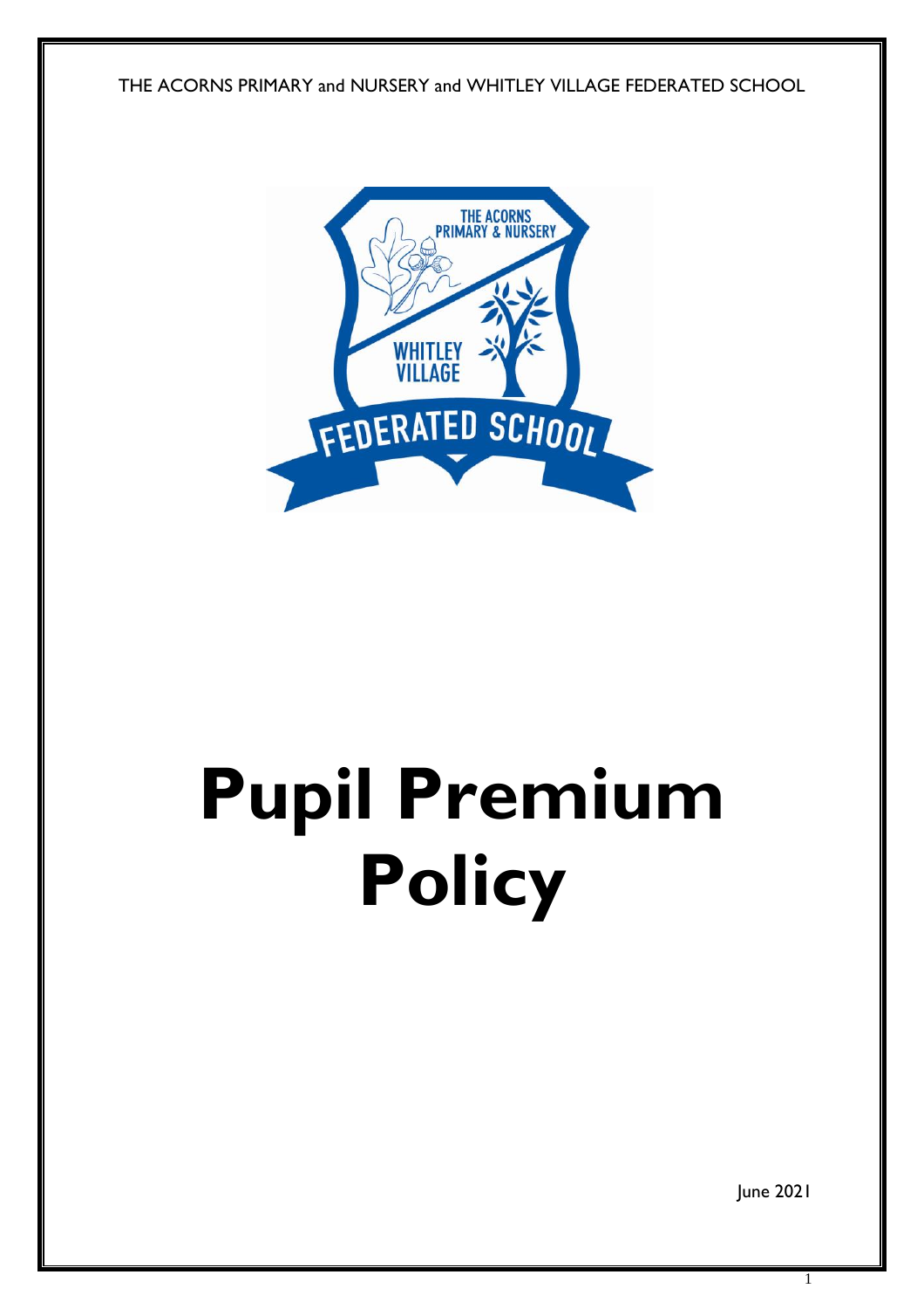THE ACORNS PRIMARY and NURSERY and WHITLEY VILLAGE FEDERATED SCHOOL

# Pupil Premium Policy

June 2021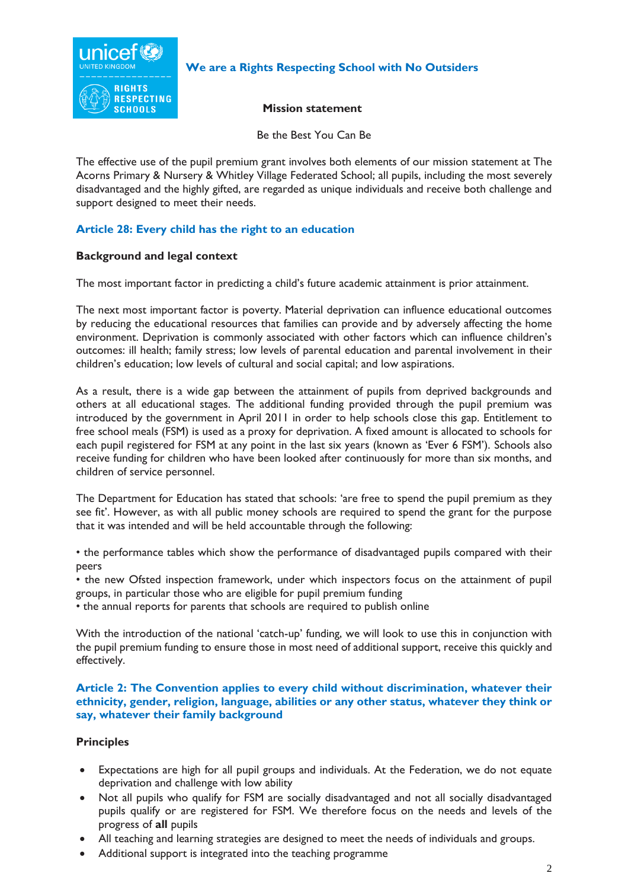**We are a Rights Respecting School with No Outsiders**

**Mission statement**

Be the Best You Can Be

The effective use of the pupil premium grant involves both elements of our mission statement at The Acorns Primary & Nursery & Whitley Village Federated School; all pupils, including the most severely disadvantaged and the highly gifted, are regarded as unique individuals and receive both challenge and support designed to meet their needs.

### Article 28: Every child has the right to an education

**Background and legal context**

The most important factor in predicting a child's future academic attainment is prior attainment.

The next most important factor is poverty. Material deprivation can influence educational outcomes by reducing the educational resources that families can provide and by adversely affecting the home environment. Deprivation is commonly associated with other factors which can influence children's outcomes: ill health; family stress; low levels of parental education and parental involvement in their children's education; low levels of cultural and social capital; and low aspirations.

As a result, there is a wide gap between the attainment of pupils from deprived backgrounds and others at all educational stages. The additional funding provided through the pupil premium was introduced by the government in April 2011 in order to help schools close this gap. Entitlement to free school meals (FSM) is used as a proxy for deprivation. A fixed amount is allocated to schools for each pupil registered for FSM at any point in the last six years (known as 'Ever 6 FSM'). Schools also receive funding for children who have been looked after continuously for more than six months, and children of service personnel.

The Department for Education has stated that schools: 'are free to spend the pupil premium as they see fit'. However, as with all public money schools are required to spend the grant for the purpose that it was intended and will be held accountable through the following:

• the performance tables which show the performance of disadvantaged pupils compared with their peers
• the new Ofsted inspection framework, under which inspectors focus on the attainment of pupil groups, in particular those who are eligible for pupil premium funding
• the annual reports for parents that schools are required to publish online

With the introduction of the national 'catch-up' funding, we will look to use this in conjunction with the pupil premium funding to ensure those in most need of additional support, receive this quickly and effectively.

### Article 2: The Convention applies to every child without discrimination, whatever their ethnicity, gender, religion, language, abilities or any other status, whatever they think or say, whatever their family background

**Principles**

- Expectations are high for all pupil groups and individuals. At the Federation, we do not equate deprivation and challenge with low ability
- Not all pupils who qualify for FSM are socially disadvantaged and not all socially disadvantaged pupils qualify or are registered for FSM. We therefore focus on the needs and levels of the progress of **all** pupils
- All teaching and learning strategies are designed to meet the needs of individuals and groups.
- Additional support is integrated into the teaching programme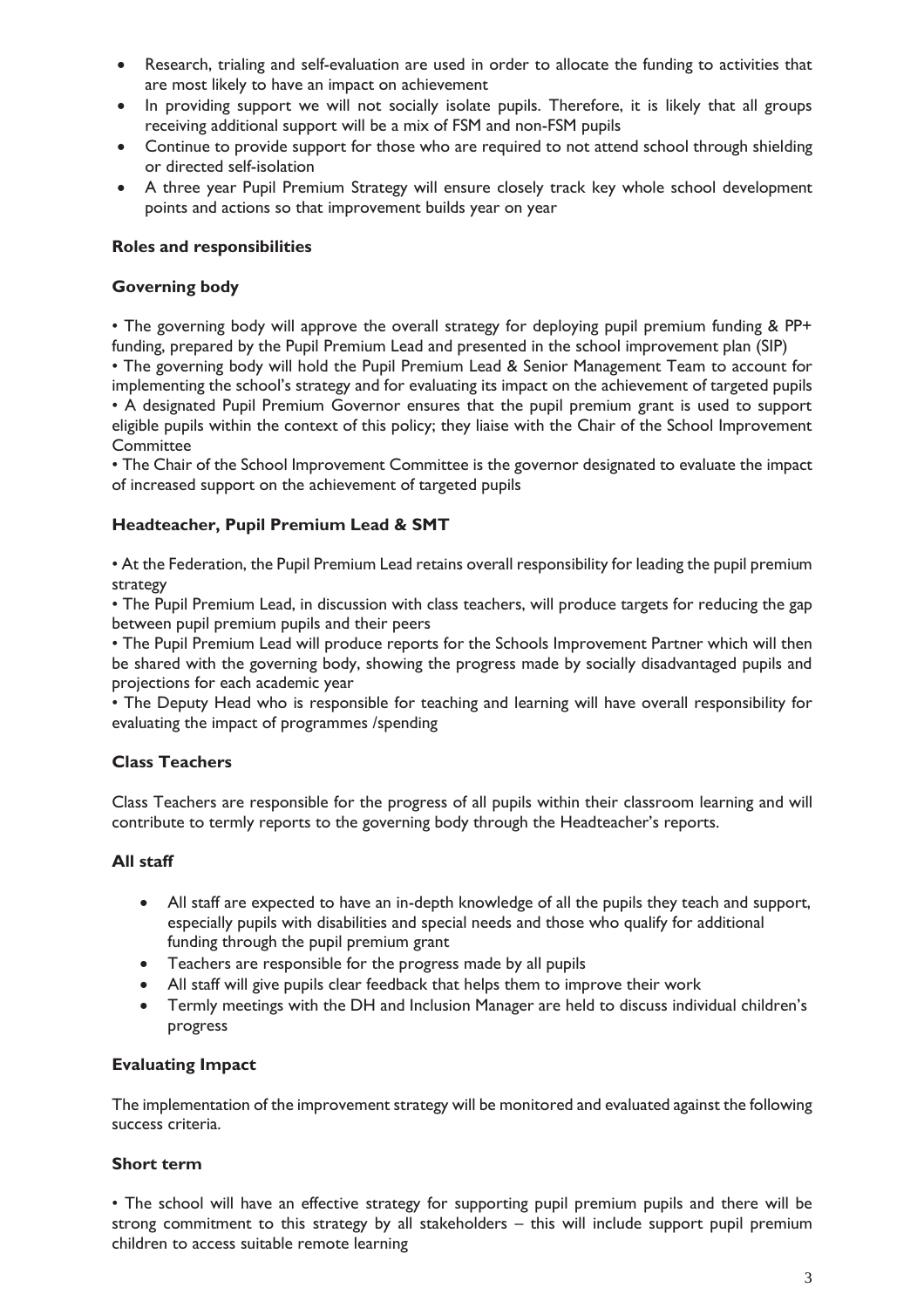- Research, trialing and self-evaluation are used in order to allocate the funding to activities that are most likely to have an impact on achievement
- In providing support we will not socially isolate pupils. Therefore, it is likely that all groups receiving additional support will be a mix of FSM and non-FSM pupils
- Continue to provide support for those who are required to not attend school through shielding or directed self-isolation
- A three year Pupil Premium Strategy will ensure closely track key whole school development points and actions so that improvement builds year on year

**Roles and responsibilities**

**Governing body**

• The governing body will approve the overall strategy for deploying pupil premium funding & PP+ funding, prepared by the Pupil Premium Lead and presented in the school improvement plan (SIP)
• The governing body will hold the Pupil Premium Lead & Senior Management Team to account for implementing the school's strategy and for evaluating its impact on the achievement of targeted pupils
• A designated Pupil Premium Governor ensures that the pupil premium grant is used to support eligible pupils within the context of this policy; they liaise with the Chair of the School Improvement Committee
• The Chair of the School Improvement Committee is the governor designated to evaluate the impact of increased support on the achievement of targeted pupils

**Headteacher, Pupil Premium Lead & SMT**

• At the Federation, the Pupil Premium Lead retains overall responsibility for leading the pupil premium strategy
• The Pupil Premium Lead, in discussion with class teachers, will produce targets for reducing the gap between pupil premium pupils and their peers
• The Pupil Premium Lead will produce reports for the Schools Improvement Partner which will then be shared with the governing body, showing the progress made by socially disadvantaged pupils and projections for each academic year
• The Deputy Head who is responsible for teaching and learning will have overall responsibility for evaluating the impact of programmes /spending

**Class Teachers**

Class Teachers are responsible for the progress of all pupils within their classroom learning and will contribute to termly reports to the governing body through the Headteacher's reports.

**All staff**

- All staff are expected to have an in-depth knowledge of all the pupils they teach and support, especially pupils with disabilities and special needs and those who qualify for additional funding through the pupil premium grant
- Teachers are responsible for the progress made by all pupils
- All staff will give pupils clear feedback that helps them to improve their work
- Termly meetings with the DH and Inclusion Manager are held to discuss individual children's progress

**Evaluating Impact**

The implementation of the improvement strategy will be monitored and evaluated against the following success criteria.

**Short term**

• The school will have an effective strategy for supporting pupil premium pupils and there will be strong commitment to this strategy by all stakeholders – this will include support pupil premium children to access suitable remote learning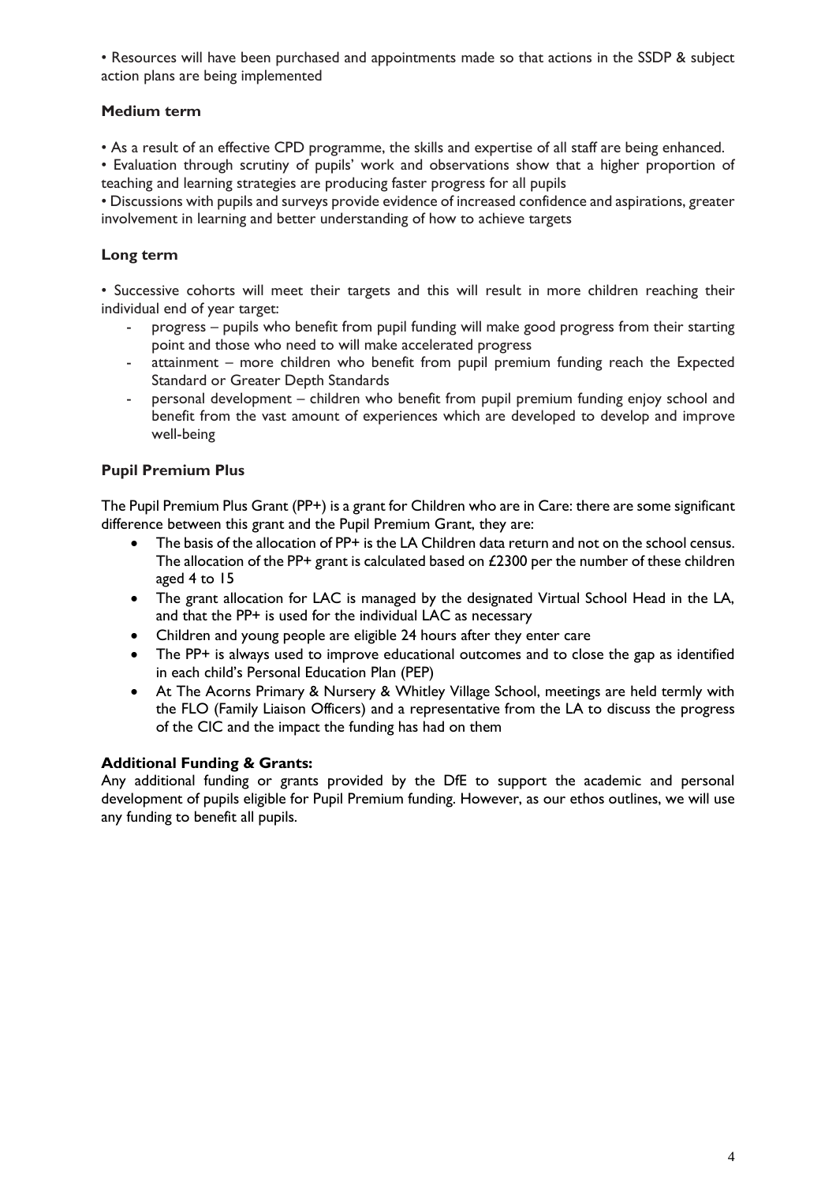• Resources will have been purchased and appointments made so that actions in the SSDP & subject action plans are being implemented

### Medium term

• As a result of an effective CPD programme, the skills and expertise of all staff are being enhanced.

• Evaluation through scrutiny of pupils' work and observations show that a higher proportion of teaching and learning strategies are producing faster progress for all pupils

• Discussions with pupils and surveys provide evidence of increased confidence and aspirations, greater involvement in learning and better understanding of how to achieve targets

### Long term

• Successive cohorts will meet their targets and this will result in more children reaching their individual end of year target:

- progress – pupils who benefit from pupil funding will make good progress from their starting point and those who need to will make accelerated progress
- attainment – more children who benefit from pupil premium funding reach the Expected Standard or Greater Depth Standards
- personal development – children who benefit from pupil premium funding enjoy school and benefit from the vast amount of experiences which are developed to develop and improve well-being

### Pupil Premium Plus

The Pupil Premium Plus Grant (PP+) is a grant for Children who are in Care: there are some significant difference between this grant and the Pupil Premium Grant, they are:

- The basis of the allocation of PP+ is the LA Children data return and not on the school census. The allocation of the PP+ grant is calculated based on £2300 per the number of these children aged 4 to 15
- The grant allocation for LAC is managed by the designated Virtual School Head in the LA, and that the PP+ is used for the individual LAC as necessary
- Children and young people are eligible 24 hours after they enter care
- The PP+ is always used to improve educational outcomes and to close the gap as identified in each child's Personal Education Plan (PEP)
- At The Acorns Primary & Nursery & Whitley Village School, meetings are held termly with the FLO (Family Liaison Officers) and a representative from the LA to discuss the progress of the CIC and the impact the funding has had on them

### Additional Funding & Grants:

Any additional funding or grants provided by the DfE to support the academic and personal development of pupils eligible for Pupil Premium funding. However, as our ethos outlines, we will use any funding to benefit all pupils.